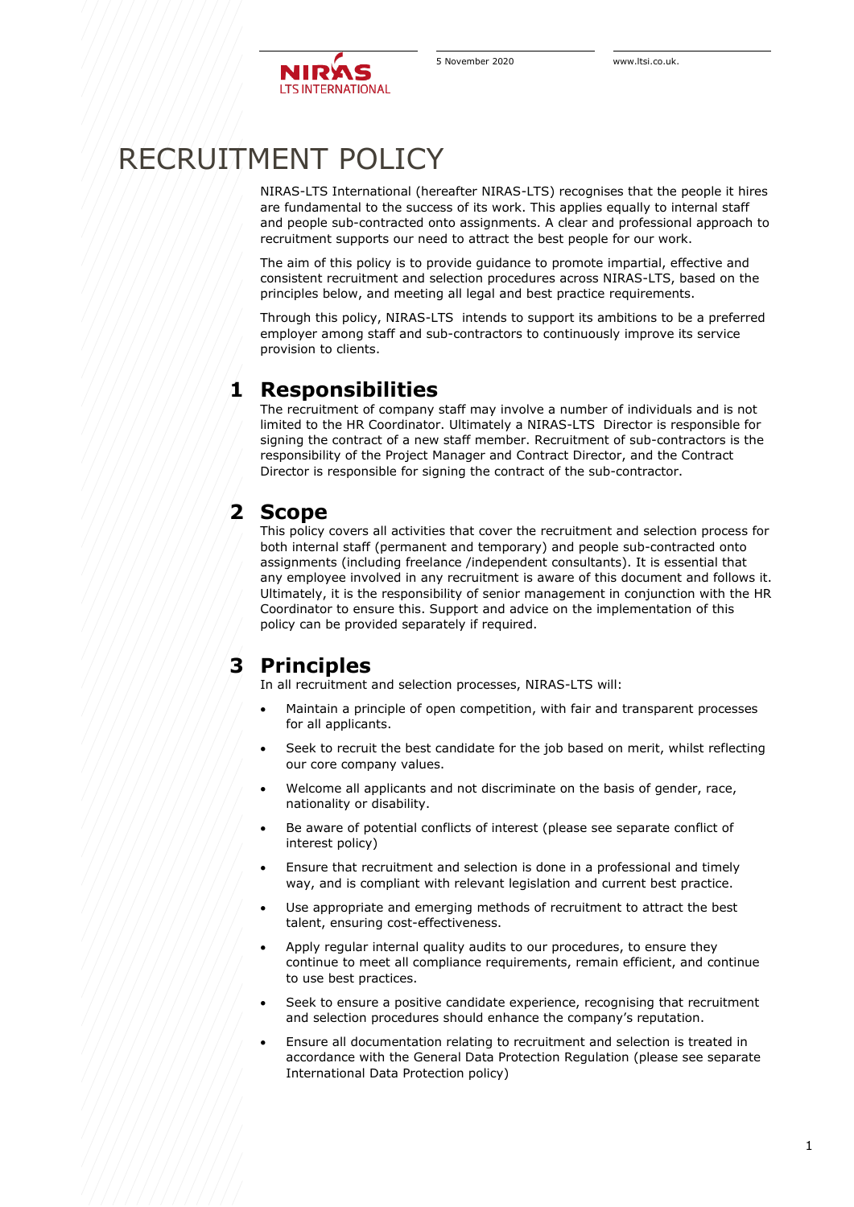# RECRUITMENT POLICY

NIRAS-LTS International (hereafter NIRAS-LTS) recognises that the people it hires are fundamental to the success of its work. This applies equally to internal staff and people sub-contracted onto assignments. A clear and professional approach to recruitment supports our need to attract the best people for our work.

The aim of this policy is to provide guidance to promote impartial, effective and consistent recruitment and selection procedures across NIRAS-LTS, based on the principles below, and meeting all legal and best practice requirements.

Through this policy, NIRAS-LTS intends to support its ambitions to be a preferred employer among staff and sub-contractors to continuously improve its service provision to clients.

## 1 Responsibilities

The recruitment of company staff may involve a number of individuals and is not limited to the HR Coordinator. Ultimately a NIRAS-LTS Director is responsible for signing the contract of a new staff member. Recruitment of sub-contractors is the responsibility of the Project Manager and Contract Director, and the Contract Director is responsible for signing the contract of the sub-contractor.

## 2 Scope

This policy covers all activities that cover the recruitment and selection process for both internal staff (permanent and temporary) and people sub-contracted onto assignments (including freelance /independent consultants). It is essential that any employee involved in any recruitment is aware of this document and follows it. Ultimately, it is the responsibility of senior management in conjunction with the HR Coordinator to ensure this. Support and advice on the implementation of this policy can be provided separately if required.

## 3 Principles

In all recruitment and selection processes, NIRAS-LTS will:

- Maintain a principle of open competition, with fair and transparent processes for all applicants.
- Seek to recruit the best candidate for the job based on merit, whilst reflecting our core company values.
- Welcome all applicants and not discriminate on the basis of gender, race, nationality or disability.
- Be aware of potential conflicts of interest (please see separate conflict of interest policy)
- Ensure that recruitment and selection is done in a professional and timely way, and is compliant with relevant legislation and current best practice.
- Use appropriate and emerging methods of recruitment to attract the best talent, ensuring cost-effectiveness.
- Apply regular internal quality audits to our procedures, to ensure they continue to meet all compliance requirements, remain efficient, and continue to use best practices.
- Seek to ensure a positive candidate experience, recognising that recruitment and selection procedures should enhance the company's reputation.
- Ensure all documentation relating to recruitment and selection is treated in accordance with the General Data Protection Regulation (please see separate International Data Protection policy)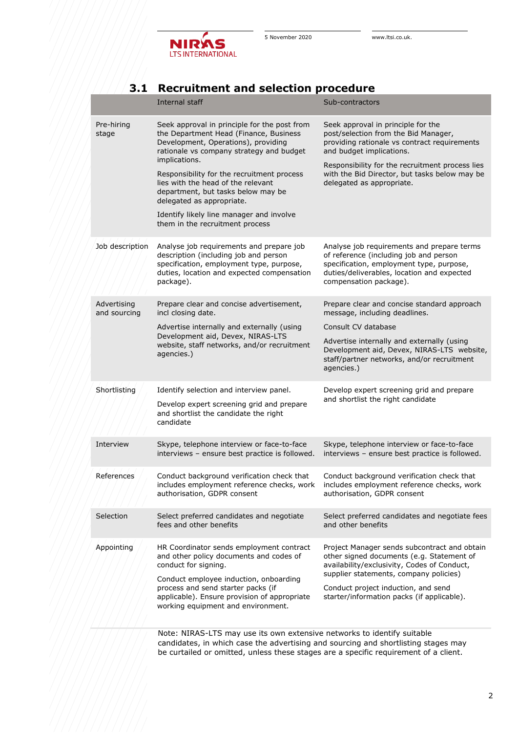### 3.1 Recruitment and selection procedure

| | Internal staff | Sub-contractors |
|---|---|---|
| Pre-hiring stage | Seek approval in principle for the post from the Department Head (Finance, Business Development, Operations), providing rationale vs company strategy and budget implications.<br><br>Responsibility for the recruitment process lies with the head of the relevant department, but tasks below may be delegated as appropriate.<br><br>Identify likely line manager and involve them in the recruitment process | Seek approval in principle for the post/selection from the Bid Manager, providing rationale vs contract requirements and budget implications.<br><br>Responsibility for the recruitment process lies with the Bid Director, but tasks below may be delegated as appropriate. |
| Job description | Analyse job requirements and prepare job description (including job and person specification, employment type, purpose, duties, location and expected compensation package). | Analyse job requirements and prepare terms of reference (including job and person specification, employment type, purpose, duties/deliverables, location and expected compensation package). |
| Advertising and sourcing | Prepare clear and concise advertisement, incl closing date.<br><br>Advertise internally and externally (using Development aid, Devex, NIRAS-LTS website, staff networks, and/or recruitment agencies.) | Prepare clear and concise standard approach message, including deadlines.<br><br>Consult CV database<br><br>Advertise internally and externally (using Development aid, Devex, NIRAS-LTS website, staff/partner networks, and/or recruitment agencies.) |
| Shortlisting | Identify selection and interview panel.<br><br>Develop expert screening grid and prepare and shortlist the candidate the right candidate | Develop expert screening grid and prepare and shortlist the right candidate |
| Interview | Skype, telephone interview or face-to-face interviews – ensure best practice is followed. | Skype, telephone interview or face-to-face interviews – ensure best practice is followed. |
| References | Conduct background verification check that includes employment reference checks, work authorisation, GDPR consent | Conduct background verification check that includes employment reference checks, work authorisation, GDPR consent |
| Selection | Select preferred candidates and negotiate fees and other benefits | Select preferred candidates and negotiate fees and other benefits |
| Appointing | HR Coordinator sends employment contract and other policy documents and codes of conduct for signing.<br><br>Conduct employee induction, onboarding process and send starter packs (if applicable). Ensure provision of appropriate working equipment and environment. | Project Manager sends subcontract and obtain other signed documents (e.g. Statement of availability/exclusivity, Codes of Conduct, supplier statements, company policies)<br><br>Conduct project induction, and send starter/information packs (if applicable). |

Note: NIRAS-LTS may use its own extensive networks to identify suitable candidates, in which case the advertising and sourcing and shortlisting stages may be curtailed or omitted, unless these stages are a specific requirement of a client.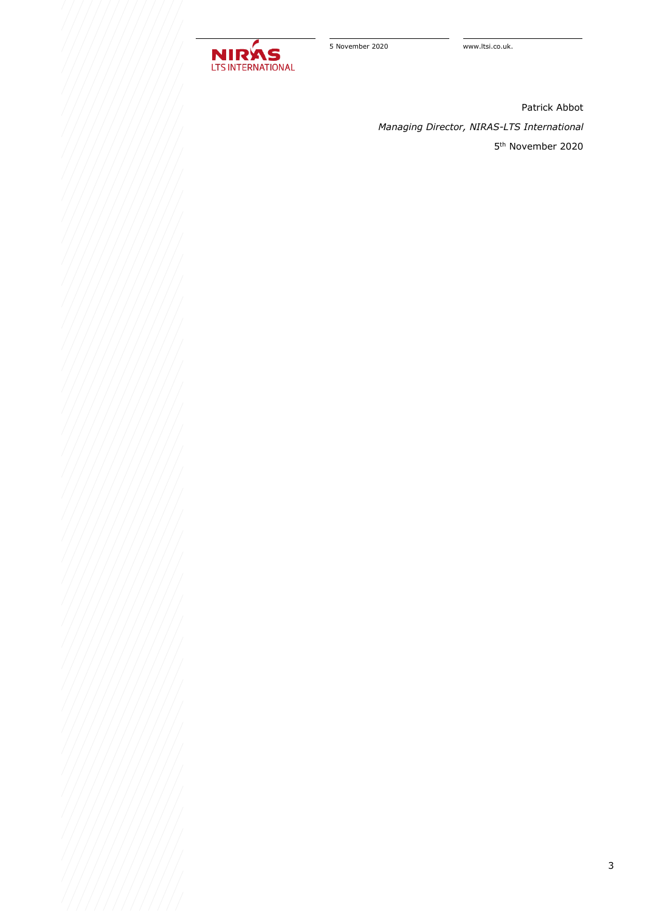Patrick Abbot

*Managing Director, NIRAS-LTS International*

5th November 2020